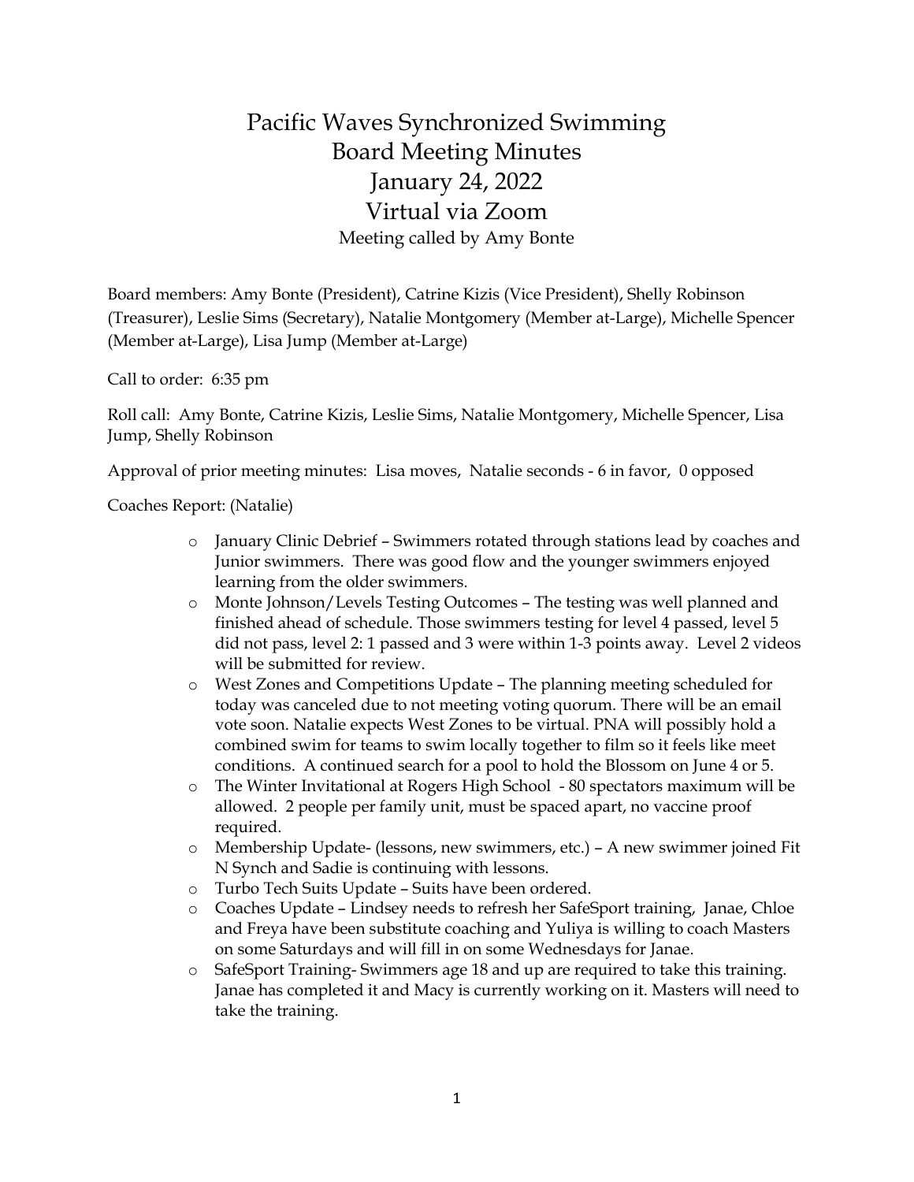# Pacific Waves Synchronized Swimming
## Board Meeting Minutes
## January 24, 2022
## Virtual via Zoom

Meeting called by Amy Bonte

Board members: Amy Bonte (President), Catrine Kizis (Vice President), Shelly Robinson (Treasurer), Leslie Sims (Secretary), Natalie Montgomery (Member at-Large), Michelle Spencer (Member at-Large), Lisa Jump (Member at-Large)

Call to order: 6:35 pm

Roll call: Amy Bonte, Catrine Kizis, Leslie Sims, Natalie Montgomery, Michelle Spencer, Lisa Jump, Shelly Robinson

Approval of prior meeting minutes: Lisa moves, Natalie seconds - 6 in favor, 0 opposed

Coaches Report: (Natalie)

- January Clinic Debrief – Swimmers rotated through stations lead by coaches and Junior swimmers. There was good flow and the younger swimmers enjoyed learning from the older swimmers.
- Monte Johnson/Levels Testing Outcomes – The testing was well planned and finished ahead of schedule. Those swimmers testing for level 4 passed, level 5 did not pass, level 2: 1 passed and 3 were within 1-3 points away. Level 2 videos will be submitted for review.
- West Zones and Competitions Update – The planning meeting scheduled for today was canceled due to not meeting voting quorum. There will be an email vote soon. Natalie expects West Zones to be virtual. PNA will possibly hold a combined swim for teams to swim locally together to film so it feels like meet conditions. A continued search for a pool to hold the Blossom on June 4 or 5.
- The Winter Invitational at Rogers High School - 80 spectators maximum will be allowed. 2 people per family unit, must be spaced apart, no vaccine proof required.
- Membership Update- (lessons, new swimmers, etc.) – A new swimmer joined Fit N Synch and Sadie is continuing with lessons.
- Turbo Tech Suits Update – Suits have been ordered.
- Coaches Update – Lindsey needs to refresh her SafeSport training, Janae, Chloe and Freya have been substitute coaching and Yuliya is willing to coach Masters on some Saturdays and will fill in on some Wednesdays for Janae.
- SafeSport Training- Swimmers age 18 and up are required to take this training. Janae has completed it and Macy is currently working on it. Masters will need to take the training.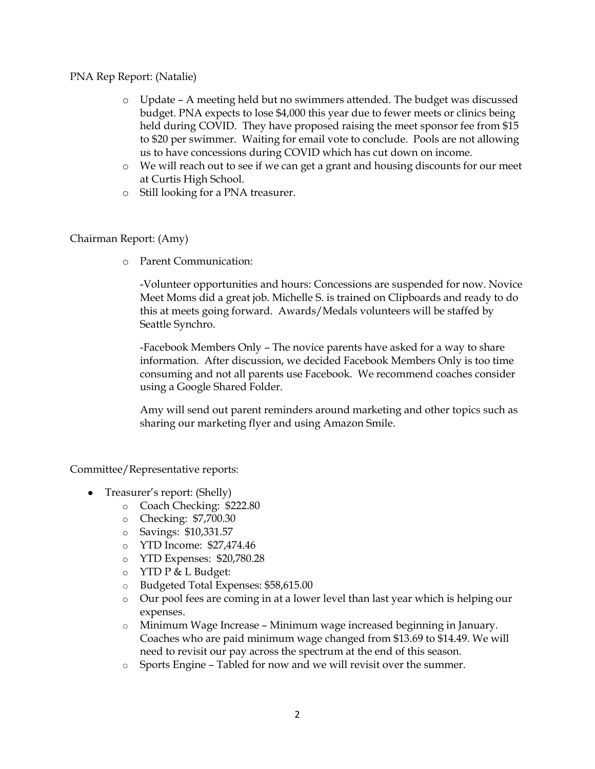PNA Rep Report: (Natalie)

- Update – A meeting held but no swimmers attended. The budget was discussed budget. PNA expects to lose $4,000 this year due to fewer meets or clinics being held during COVID. They have proposed raising the meet sponsor fee from $15 to $20 per swimmer. Waiting for email vote to conclude. Pools are not allowing us to have concessions during COVID which has cut down on income.
- We will reach out to see if we can get a grant and housing discounts for our meet at Curtis High School.
- Still looking for a PNA treasurer.

Chairman Report: (Amy)

- Parent Communication:

  -Volunteer opportunities and hours: Concessions are suspended for now. Novice Meet Moms did a great job. Michelle S. is trained on Clipboards and ready to do this at meets going forward. Awards/Medals volunteers will be staffed by Seattle Synchro.

  -Facebook Members Only – The novice parents have asked for a way to share information. After discussion, we decided Facebook Members Only is too time consuming and not all parents use Facebook. We recommend coaches consider using a Google Shared Folder.

  Amy will send out parent reminders around marketing and other topics such as sharing our marketing flyer and using Amazon Smile.

Committee/Representative reports:

- Treasurer's report: (Shelly)
  - Coach Checking: $222.80
  - Checking: $7,700.30
  - Savings: $10,331.57
  - YTD Income: $27,474.46
  - YTD Expenses: $20,780.28
  - YTD P & L Budget:
  - Budgeted Total Expenses: $58,615.00
  - Our pool fees are coming in at a lower level than last year which is helping our expenses.
  - Minimum Wage Increase – Minimum wage increased beginning in January. Coaches who are paid minimum wage changed from $13.69 to $14.49. We will need to revisit our pay across the spectrum at the end of this season.
  - Sports Engine – Tabled for now and we will revisit over the summer.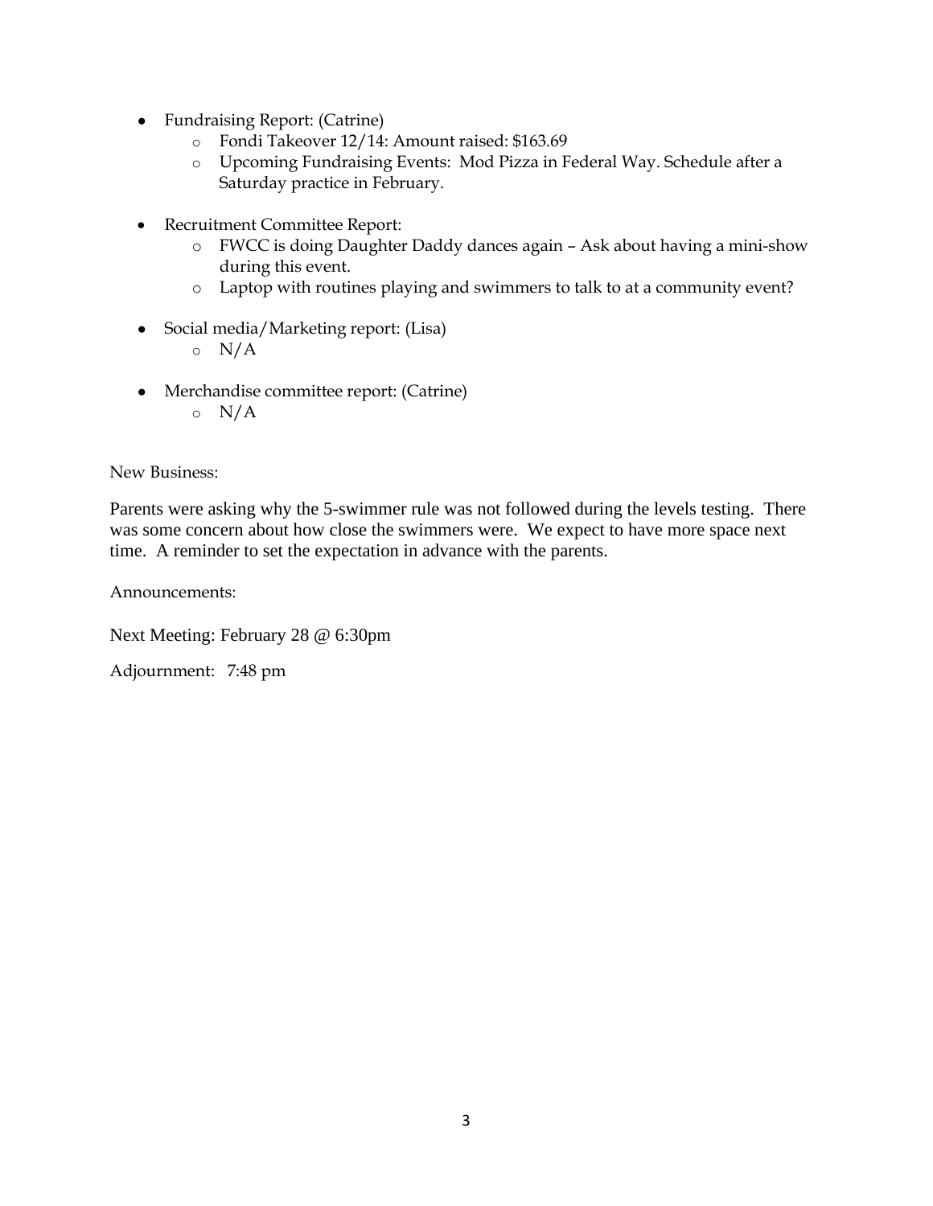- Fundraising Report: (Catrine)
  - Fondi Takeover 12/14: Amount raised: $163.69
  - Upcoming Fundraising Events: Mod Pizza in Federal Way. Schedule after a Saturday practice in February.

- Recruitment Committee Report:
  - FWCC is doing Daughter Daddy dances again – Ask about having a mini-show during this event.
  - Laptop with routines playing and swimmers to talk to at a community event?

- Social media/Marketing report: (Lisa)
  - N/A

- Merchandise committee report: (Catrine)
  - N/A

New Business:

Parents were asking why the 5-swimmer rule was not followed during the levels testing. There was some concern about how close the swimmers were. We expect to have more space next time. A reminder to set the expectation in advance with the parents.

Announcements:

Next Meeting: February 28 @ 6:30pm

Adjournment: 7:48 pm